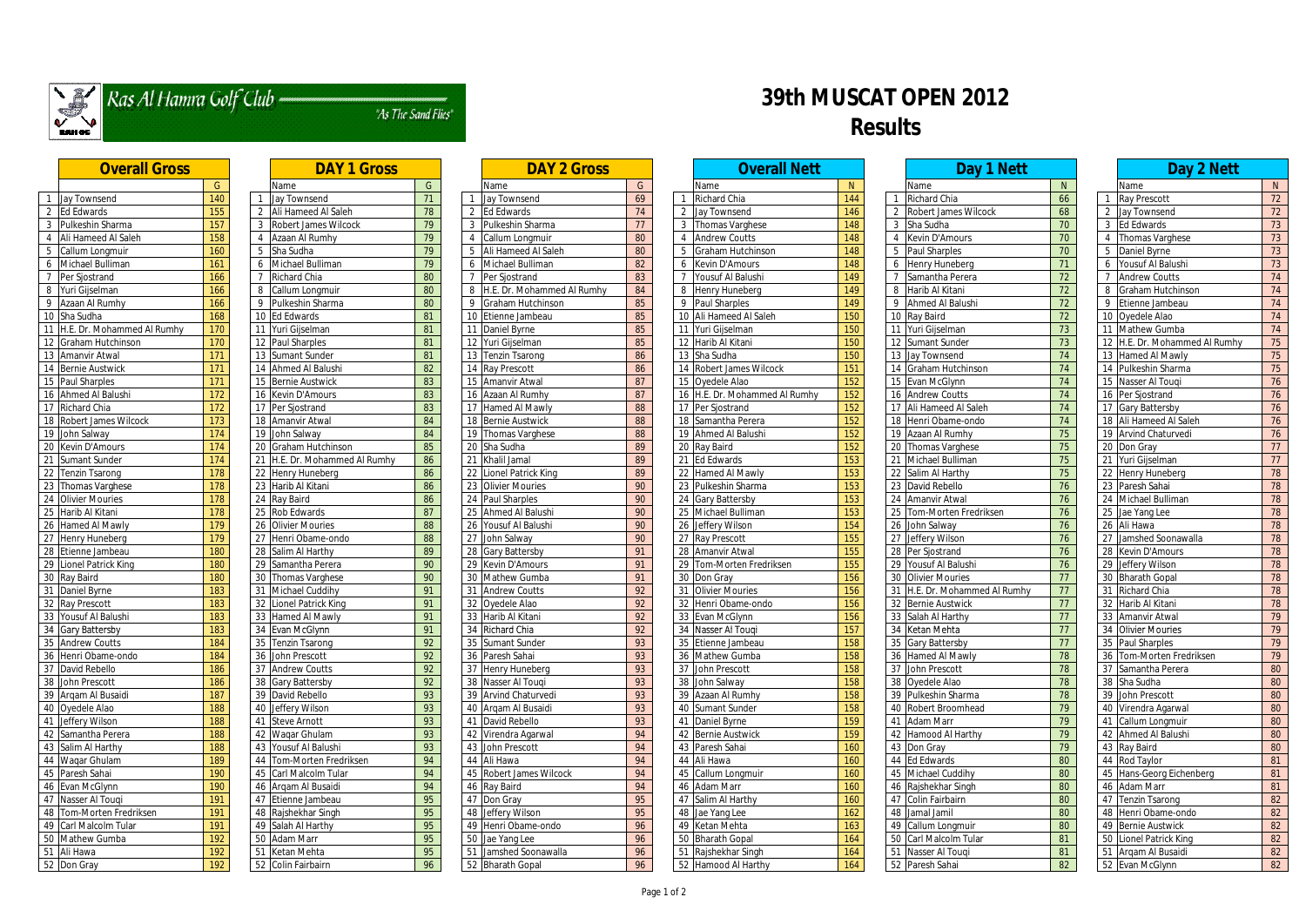Ras Al Hamra Golf Club — "As The Sand Flies"

# 39th MUSCAT OPEN 2012
## Results

### Overall Gross

| | Name | G |
|---|---|---|
| 1 | Jay Townsend | 140 |
| 2 | Ed Edwards | 155 |
| 3 | Pulkeshin Sharma | 157 |
| 4 | Ali Hameed Al Saleh | 158 |
| 5 | Callum Longmuir | 160 |
| 6 | Michael Bulliman | 161 |
| 7 | Per Sjostrand | 166 |
| 8 | Yuri Gijselman | 166 |
| 9 | Azaan Al Rumhy | 166 |
| 10 | Sha Sudha | 168 |
| 11 | H.E. Dr. Mohammed Al Rumhy | 170 |
| 12 | Graham Hutchinson | 170 |
| 13 | Amanvir Atwal | 171 |
| 14 | Bernie Austwick | 171 |
| 15 | Paul Sharples | 171 |
| 16 | Ahmed Al Balushi | 172 |
| 17 | Richard Chia | 172 |
| 18 | Robert James Wilcock | 173 |
| 19 | John Salway | 174 |
| 20 | Kevin D'Amours | 174 |
| 21 | Sumant Sunder | 174 |
| 22 | Tenzin Tsarong | 178 |
| 23 | Thomas Varghese | 178 |
| 24 | Olivier Mouries | 178 |
| 25 | Harib Al Kitani | 178 |
| 26 | Hamed Al Mawly | 179 |
| 27 | Henry Huneberg | 179 |
| 28 | Etienne Jambeau | 180 |
| 29 | Lionel Patrick King | 180 |
| 30 | Ray Baird | 180 |
| 31 | Daniel Byrne | 183 |
| 32 | Ray Prescott | 183 |
| 33 | Yousuf Al Balushi | 183 |
| 34 | Gary Battersby | 183 |
| 35 | Andrew Coutts | 184 |
| 36 | Henri Obame-ondo | 184 |
| 37 | David Rebello | 186 |
| 38 | John Prescott | 186 |
| 39 | Arqam Al Busaidi | 187 |
| 40 | Oyedele Alao | 188 |
| 41 | Jeffery Wilson | 188 |
| 42 | Samantha Perera | 188 |
| 43 | Salim Al Harthy | 188 |
| 44 | Waqar Ghulam | 189 |
| 45 | Paresh Sahai | 190 |
| 46 | Evan McGlynn | 190 |
| 47 | Nasser Al Touqi | 191 |
| 48 | Tom-Morten Fredriksen | 191 |
| 49 | Carl Malcolm Tular | 191 |
| 50 | Mathew Gumba | 192 |
| 51 | Ali Hawa | 192 |
| 52 | Don Gray | 192 |

### DAY 1 Gross

| | Name | G |
|---|---|---|
| 1 | Jay Townsend | 71 |
| 2 | Ali Hameed Al Saleh | 78 |
| 3 | Robert James Wilcock | 79 |
| 4 | Azaan Al Rumhy | 79 |
| 5 | Sha Sudha | 79 |
| 6 | Michael Bulliman | 79 |
| 7 | Richard Chia | 80 |
| 8 | Callum Longmuir | 80 |
| 9 | Pulkeshin Sharma | 80 |
| 10 | Ed Edwards | 81 |
| 11 | Yuri Gijselman | 81 |
| 12 | Paul Sharples | 81 |
| 13 | Sumant Sunder | 81 |
| 14 | Ahmed Al Balushi | 82 |
| 15 | Bernie Austwick | 83 |
| 16 | Kevin D'Amours | 83 |
| 17 | Per Sjostrand | 83 |
| 18 | Amanvir Atwal | 84 |
| 19 | John Salway | 84 |
| 20 | Graham Hutchinson | 85 |
| 21 | H.E. Dr. Mohammed Al Rumhy | 86 |
| 22 | Henry Huneberg | 86 |
| 23 | Harib Al Kitani | 86 |
| 24 | Ray Baird | 86 |
| 25 | Rob Edwards | 87 |
| 26 | Olivier Mouries | 88 |
| 27 | Henri Obame-ondo | 88 |
| 28 | Salim Al Harthy | 89 |
| 29 | Samantha Perera | 90 |
| 30 | Thomas Varghese | 90 |
| 31 | Michael Cuddihy | 91 |
| 32 | Lionel Patrick King | 91 |
| 33 | Hamed Al Mawly | 91 |
| 34 | Evan McGlynn | 91 |
| 35 | Tenzin Tsarong | 92 |
| 36 | John Prescott | 92 |
| 37 | Andrew Coutts | 92 |
| 38 | Gary Battersby | 92 |
| 39 | David Rebello | 93 |
| 40 | Jeffery Wilson | 93 |
| 41 | Steve Arnott | 93 |
| 42 | Waqar Ghulam | 93 |
| 43 | Yousuf Al Balushi | 93 |
| 44 | Tom-Morten Fredriksen | 94 |
| 45 | Carl Malcolm Tular | 94 |
| 46 | Arqam Al Busaidi | 94 |
| 47 | Etienne Jambeau | 95 |
| 48 | Rajshekhar Singh | 95 |
| 49 | Salah Al Harthy | 95 |
| 50 | Adam Marr | 95 |
| 51 | Ketan Mehta | 95 |
| 52 | Colin Fairbairn | 96 |

### DAY 2 Gross

| | Name | G |
|---|---|---|
| 1 | Jay Townsend | 69 |
| 2 | Ed Edwards | 74 |
| 3 | Pulkeshin Sharma | 77 |
| 4 | Callum Longmuir | 80 |
| 5 | Ali Hameed Al Saleh | 80 |
| 6 | Michael Bulliman | 82 |
| 7 | Per Sjostrand | 83 |
| 8 | H.E. Dr. Mohammed Al Rumhy | 84 |
| 9 | Graham Hutchinson | 85 |
| 10 | Etienne Jambeau | 85 |
| 11 | Daniel Byrne | 85 |
| 12 | Yuri Gijselman | 85 |
| 13 | Tenzin Tsarong | 86 |
| 14 | Ray Prescott | 86 |
| 15 | Amanvir Atwal | 87 |
| 16 | Azaan Al Rumhy | 87 |
| 17 | Hamed Al Mawly | 88 |
| 18 | Bernie Austwick | 88 |
| 19 | Thomas Varghese | 88 |
| 20 | Sha Sudha | 89 |
| 21 | Khalil Jamal | 89 |
| 22 | Lionel Patrick King | 89 |
| 23 | Olivier Mouries | 90 |
| 24 | Paul Sharples | 90 |
| 25 | Ahmed Al Balushi | 90 |
| 26 | Yousuf Al Balushi | 90 |
| 27 | John Salway | 90 |
| 28 | Gary Battersby | 91 |
| 29 | Kevin D'Amours | 91 |
| 30 | Mathew Gumba | 91 |
| 31 | Andrew Coutts | 92 |
| 32 | Oyedele Alao | 92 |
| 33 | Harib Al Kitani | 92 |
| 34 | Richard Chia | 92 |
| 35 | Sumant Sunder | 93 |
| 36 | Paresh Sahai | 93 |
| 37 | Henry Huneberg | 93 |
| 38 | Nasser Al Touqi | 93 |
| 39 | Arvind Chaturvedi | 93 |
| 40 | Arqam Al Busaidi | 93 |
| 41 | David Rebello | 93 |
| 42 | Virendra Agarwal | 94 |
| 43 | John Prescott | 94 |
| 44 | Ali Hawa | 94 |
| 45 | Robert James Wilcock | 94 |
| 46 | Ray Baird | 94 |
| 47 | Don Gray | 95 |
| 48 | Jeffery Wilson | 95 |
| 49 | Henri Obame-ondo | 96 |
| 50 | Jae Yang Lee | 96 |
| 51 | Jamshed Soonawalla | 96 |
| 52 | Bharath Gopal | 96 |

### Overall Nett

| | Name | N |
|---|---|---|
| 1 | Richard Chia | 144 |
| 2 | Jay Townsend | 146 |
| 3 | Thomas Varghese | 148 |
| 4 | Andrew Coutts | 148 |
| 5 | Graham Hutchinson | 148 |
| 6 | Kevin D'Amours | 148 |
| 7 | Yousuf Al Balushi | 149 |
| 8 | Henry Huneberg | 149 |
| 9 | Paul Sharples | 149 |
| 10 | Ali Hameed Al Saleh | 150 |
| 11 | Yuri Gijselman | 150 |
| 12 | Harib Al Kitani | 150 |
| 13 | Sha Sudha | 150 |
| 14 | Robert James Wilcock | 151 |
| 15 | Oyedele Alao | 152 |
| 16 | H.E. Dr. Mohammed Al Rumhy | 152 |
| 17 | Per Sjostrand | 152 |
| 18 | Samantha Perera | 152 |
| 19 | Ahmed Al Balushi | 152 |
| 20 | Ray Baird | 152 |
| 21 | Ed Edwards | 153 |
| 22 | Hamed Al Mawly | 153 |
| 23 | Pulkeshin Sharma | 153 |
| 24 | Gary Battersby | 153 |
| 25 | Michael Bulliman | 153 |
| 26 | Jeffery Wilson | 154 |
| 27 | Ray Prescott | 155 |
| 28 | Amanvir Atwal | 155 |
| 29 | Tom-Morten Fredriksen | 155 |
| 30 | Don Gray | 156 |
| 31 | Olivier Mouries | 156 |
| 32 | Henri Obame-ondo | 156 |
| 33 | Evan McGlynn | 156 |
| 34 | Nasser Al Touqi | 157 |
| 35 | Etienne Jambeau | 158 |
| 36 | Mathew Gumba | 158 |
| 37 | John Prescott | 158 |
| 38 | John Salway | 158 |
| 39 | Azaan Al Rumhy | 158 |
| 40 | Sumant Sunder | 158 |
| 41 | Daniel Byrne | 159 |
| 42 | Bernie Austwick | 159 |
| 43 | Paresh Sahai | 160 |
| 44 | Ali Hawa | 160 |
| 45 | Callum Longmuir | 160 |
| 46 | Adam Marr | 160 |
| 47 | Salim Al Harthy | 160 |
| 48 | Jae Yang Lee | 162 |
| 49 | Ketan Mehta | 163 |
| 50 | Bharath Gopal | 164 |
| 51 | Rajshekhar Singh | 164 |
| 52 | Hamood Al Harthy | 164 |

### Day 1 Nett

| | Name | N |
|---|---|---|
| 1 | Richard Chia | 66 |
| 2 | Robert James Wilcock | 68 |
| 3 | Sha Sudha | 70 |
| 4 | Kevin D'Amours | 70 |
| 5 | Paul Sharples | 70 |
| 6 | Henry Huneberg | 71 |
| 7 | Samantha Perera | 72 |
| 8 | Harib Al Kitani | 72 |
| 9 | Ahmed Al Balushi | 72 |
| 10 | Ray Baird | 72 |
| 11 | Yuri Gijselman | 73 |
| 12 | Sumant Sunder | 73 |
| 13 | Jay Townsend | 74 |
| 14 | Graham Hutchinson | 74 |
| 15 | Evan McGlynn | 74 |
| 16 | Andrew Coutts | 74 |
| 17 | Ali Hameed Al Saleh | 74 |
| 18 | Henri Obame-ondo | 74 |
| 19 | Azaan Al Rumhy | 75 |
| 20 | Thomas Varghese | 75 |
| 21 | Michael Bulliman | 75 |
| 22 | Salim Al Harthy | 75 |
| 23 | David Rebello | 76 |
| 24 | Amanvir Atwal | 76 |
| 25 | Tom-Morten Fredriksen | 76 |
| 26 | John Salway | 76 |
| 27 | Jeffery Wilson | 76 |
| 28 | Per Sjostrand | 76 |
| 29 | Yousuf Al Balushi | 76 |
| 30 | Olivier Mouries | 77 |
| 31 | H.E. Dr. Mohammed Al Rumhy | 77 |
| 32 | Bernie Austwick | 77 |
| 33 | Salah Al Harthy | 77 |
| 34 | Ketan Mehta | 77 |
| 35 | Gary Battersby | 77 |
| 36 | Hamed Al Mawly | 78 |
| 37 | John Prescott | 78 |
| 38 | Oyedele Alao | 78 |
| 39 | Pulkeshin Sharma | 78 |
| 40 | Robert Broomhead | 79 |
| 41 | Adam Marr | 79 |
| 42 | Hamood Al Harthy | 79 |
| 43 | Don Gray | 79 |
| 44 | Ed Edwards | 80 |
| 45 | Michael Cuddihy | 80 |
| 46 | Rajshekhar Singh | 80 |
| 47 | Colin Fairbairn | 80 |
| 48 | Jamal Jamil | 80 |
| 49 | Callum Longmuir | 80 |
| 50 | Carl Malcolm Tular | 81 |
| 51 | Nasser Al Touqi | 81 |
| 52 | Paresh Sahai | 82 |

### Day 2 Nett

| | Name | N |
|---|---|---|
| 1 | Ray Prescott | 72 |
| 2 | Jay Townsend | 72 |
| 3 | Ed Edwards | 73 |
| 4 | Thomas Varghese | 73 |
| 5 | Daniel Byrne | 73 |
| 6 | Yousuf Al Balushi | 73 |
| 7 | Andrew Coutts | 74 |
| 8 | Graham Hutchinson | 74 |
| 9 | Etienne Jambeau | 74 |
| 10 | Oyedele Alao | 74 |
| 11 | Mathew Gumba | 74 |
| 12 | H.E. Dr. Mohammed Al Rumhy | 75 |
| 13 | Hamed Al Mawly | 75 |
| 14 | Pulkeshin Sharma | 75 |
| 15 | Nasser Al Touqi | 76 |
| 16 | Per Sjostrand | 76 |
| 17 | Gary Battersby | 76 |
| 18 | Ali Hameed Al Saleh | 76 |
| 19 | Arvind Chaturvedi | 76 |
| 20 | Don Gray | 77 |
| 21 | Yuri Gijselman | 77 |
| 22 | Henry Huneberg | 78 |
| 23 | Paresh Sahai | 78 |
| 24 | Michael Bulliman | 78 |
| 25 | Jae Yang Lee | 78 |
| 26 | Ali Hawa | 78 |
| 27 | Jamshed Soonawalla | 78 |
| 28 | Kevin D'Amours | 78 |
| 29 | Jeffery Wilson | 78 |
| 30 | Bharath Gopal | 78 |
| 31 | Richard Chia | 78 |
| 32 | Harib Al Kitani | 78 |
| 33 | Amanvir Atwal | 79 |
| 34 | Olivier Mouries | 79 |
| 35 | Paul Sharples | 79 |
| 36 | Tom-Morten Fredriksen | 79 |
| 37 | Samantha Perera | 80 |
| 38 | Sha Sudha | 80 |
| 39 | John Prescott | 80 |
| 40 | Virendra Agarwal | 80 |
| 41 | Callum Longmuir | 80 |
| 42 | Ahmed Al Balushi | 80 |
| 43 | Ray Baird | 80 |
| 44 | Rod Taylor | 81 |
| 45 | Hans-Georg Eichenberg | 81 |
| 46 | Adam Marr | 81 |
| 47 | Tenzin Tsarong | 82 |
| 48 | Henri Obame-ondo | 82 |
| 49 | Bernie Austwick | 82 |
| 50 | Lionel Patrick King | 82 |
| 51 | Arqam Al Busaidi | 82 |
| 52 | Evan McGlynn | 82 |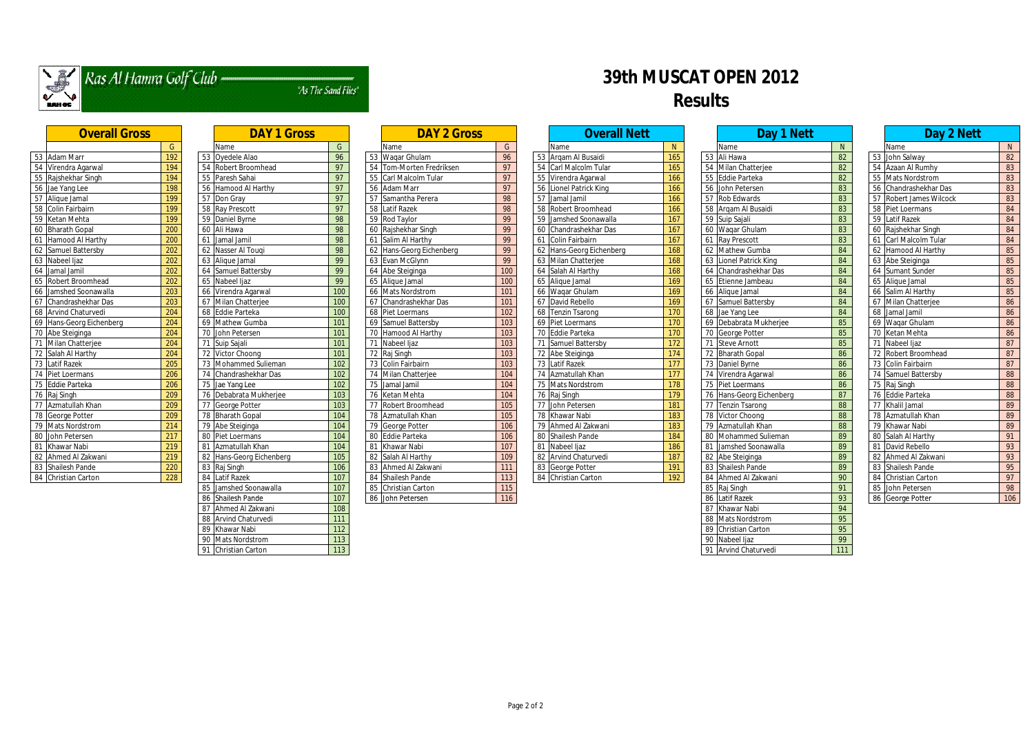Ras Al Hamra Golf Club — "As The Sand Flies"

# 39th MUSCAT OPEN 2012
## Results

### Overall Gross

| | | G |
|---|---|---|
| 53 | Adam Marr | 192 |
| 54 | Virendra Agarwal | 194 |
| 55 | Rajshekhar Singh | 194 |
| 56 | Jae Yang Lee | 198 |
| 57 | Alique Jamal | 199 |
| 58 | Colin Fairbairn | 199 |
| 59 | Ketan Mehta | 199 |
| 60 | Bharath Gopal | 200 |
| 61 | Hamood Al Harthy | 200 |
| 62 | Samuel Battersby | 202 |
| 63 | Nabeel Ijaz | 202 |
| 64 | Jamal Jamil | 202 |
| 65 | Robert Broomhead | 202 |
| 66 | Jamshed Soonawalla | 203 |
| 67 | Chandrashekhar Das | 203 |
| 68 | Arvind Chaturvedi | 204 |
| 69 | Hans-Georg Eichenberg | 204 |
| 70 | Abe Steiginga | 204 |
| 71 | Milan Chatterjee | 204 |
| 72 | Salah Al Harthy | 204 |
| 73 | Latif Razek | 205 |
| 74 | Piet Loermans | 206 |
| 75 | Eddie Parteka | 206 |
| 76 | Raj Singh | 209 |
| 77 | Azmatullah Khan | 209 |
| 78 | George Potter | 209 |
| 79 | Mats Nordstrom | 214 |
| 80 | John Petersen | 217 |
| 81 | Khawar Nabi | 219 |
| 82 | Ahmed Al Zakwani | 219 |
| 83 | Shailesh Pande | 220 |
| 84 | Christian Carton | 228 |

### DAY 1 Gross

| | Name | G |
|---|---|---|
| 53 | Oyedele Alao | 96 |
| 54 | Robert Broomhead | 97 |
| 55 | Paresh Sahai | 97 |
| 56 | Hamood Al Harthy | 97 |
| 57 | Don Gray | 97 |
| 58 | Ray Prescott | 97 |
| 59 | Daniel Byrne | 98 |
| 60 | Ali Hawa | 98 |
| 61 | Jamal Jamil | 98 |
| 62 | Nasser Al Touqi | 98 |
| 63 | Alique Jamal | 99 |
| 64 | Samuel Battersby | 99 |
| 65 | Nabeel Ijaz | 99 |
| 66 | Virendra Agarwal | 100 |
| 67 | Milan Chatterjee | 100 |
| 68 | Eddie Parteka | 100 |
| 69 | Mathew Gumba | 101 |
| 70 | John Petersen | 101 |
| 71 | Suip Sajali | 101 |
| 72 | Victor Choong | 101 |
| 73 | Mohammed Sulieman | 102 |
| 74 | Chandrashekhar Das | 102 |
| 75 | Jae Yang Lee | 102 |
| 76 | Debabrata Mukherjee | 103 |
| 77 | George Potter | 103 |
| 78 | Bharath Gopal | 104 |
| 79 | Abe Steiginga | 104 |
| 80 | Piet Loermans | 104 |
| 81 | Azmatullah Khan | 104 |
| 82 | Hans-Georg Eichenberg | 105 |
| 83 | Raj Singh | 106 |
| 84 | Latif Razek | 107 |
| 85 | Jamshed Soonawalla | 107 |
| 86 | Shailesh Pande | 107 |
| 87 | Ahmed Al Zakwani | 108 |
| 88 | Arvind Chaturvedi | 111 |
| 89 | Khawar Nabi | 112 |
| 90 | Mats Nordstrom | 113 |
| 91 | Christian Carton | 113 |

### DAY 2 Gross

| | Name | G |
|---|---|---|
| 53 | Waqar Ghulam | 96 |
| 54 | Tom-Morten Fredriksen | 97 |
| 55 | Carl Malcolm Tular | 97 |
| 56 | Adam Marr | 97 |
| 57 | Samantha Perera | 98 |
| 58 | Latif Razek | 98 |
| 59 | Rod Taylor | 99 |
| 60 | Rajshekhar Singh | 99 |
| 61 | Salim Al Harthy | 99 |
| 62 | Hans-Georg Eichenberg | 99 |
| 63 | Evan McGlynn | 99 |
| 64 | Abe Steiginga | 100 |
| 65 | Alique Jamal | 100 |
| 66 | Mats Nordstrom | 101 |
| 67 | Chandrashekhar Das | 101 |
| 68 | Piet Loermans | 102 |
| 69 | Samuel Battersby | 103 |
| 70 | Hamood Al Harthy | 103 |
| 71 | Nabeel Ijaz | 103 |
| 72 | Raj Singh | 103 |
| 73 | Colin Fairbairn | 103 |
| 74 | Milan Chatterjee | 104 |
| 75 | Jamal Jamil | 104 |
| 76 | Ketan Mehta | 104 |
| 77 | Robert Broomhead | 105 |
| 78 | Azmatullah Khan | 105 |
| 79 | George Potter | 106 |
| 80 | Eddie Parteka | 106 |
| 81 | Khawar Nabi | 107 |
| 82 | Salah Al Harthy | 109 |
| 83 | Ahmed Al Zakwani | 111 |
| 84 | Shailesh Pande | 113 |
| 85 | Christian Carton | 115 |
| 86 | John Petersen | 116 |

### Overall Nett

| | Name | N |
|---|---|---|
| 53 | Arqam Al Busaidi | 165 |
| 54 | Carl Malcolm Tular | 165 |
| 55 | Virendra Agarwal | 166 |
| 56 | Lionel Patrick King | 166 |
| 57 | Jamal Jamil | 166 |
| 58 | Robert Broomhead | 166 |
| 59 | Jamshed Soonawalla | 167 |
| 60 | Chandrashekhar Das | 167 |
| 61 | Colin Fairbairn | 167 |
| 62 | Hans-Georg Eichenberg | 168 |
| 63 | Milan Chatterjee | 168 |
| 64 | Salah Al Harthy | 168 |
| 65 | Alique Jamal | 169 |
| 66 | Waqar Ghulam | 169 |
| 67 | David Rebello | 169 |
| 68 | Tenzin Tsarong | 170 |
| 69 | Piet Loermans | 170 |
| 70 | Eddie Parteka | 170 |
| 71 | Samuel Battersby | 172 |
| 72 | Abe Steiginga | 174 |
| 73 | Latif Razek | 177 |
| 74 | Azmatullah Khan | 177 |
| 75 | Mats Nordstrom | 178 |
| 76 | Raj Singh | 179 |
| 77 | John Petersen | 181 |
| 78 | Khawar Nabi | 183 |
| 79 | Ahmed Al Zakwani | 183 |
| 80 | Shailesh Pande | 184 |
| 81 | Nabeel Ijaz | 186 |
| 82 | Arvind Chaturvedi | 187 |
| 83 | George Potter | 191 |
| 84 | Christian Carton | 192 |

### Day 1 Nett

| | Name | N |
|---|---|---|
| 53 | Ali Hawa | 82 |
| 54 | Milan Chatterjee | 82 |
| 55 | Eddie Parteka | 82 |
| 56 | John Petersen | 83 |
| 57 | Rob Edwards | 83 |
| 58 | Arqam Al Busaidi | 83 |
| 59 | Suip Sajali | 83 |
| 60 | Waqar Ghulam | 83 |
| 61 | Ray Prescott | 83 |
| 62 | Mathew Gumba | 84 |
| 63 | Lionel Patrick King | 84 |
| 64 | Chandrashekhar Das | 84 |
| 65 | Etienne Jambeau | 84 |
| 66 | Alique Jamal | 84 |
| 67 | Samuel Battersby | 84 |
| 68 | Jae Yang Lee | 84 |
| 69 | Debabrata Mukherjee | 85 |
| 70 | George Potter | 85 |
| 71 | Steve Arnott | 85 |
| 72 | Bharath Gopal | 86 |
| 73 | Daniel Byrne | 86 |
| 74 | Virendra Agarwal | 86 |
| 75 | Piet Loermans | 86 |
| 76 | Hans-Georg Eichenberg | 87 |
| 77 | Tenzin Tsarong | 88 |
| 78 | Victor Choong | 88 |
| 79 | Azmatullah Khan | 88 |
| 80 | Mohammed Sulieman | 89 |
| 81 | Jamshed Soonawalla | 89 |
| 82 | Abe Steiginga | 89 |
| 83 | Shailesh Pande | 89 |
| 84 | Ahmed Al Zakwani | 90 |
| 85 | Raj Singh | 91 |
| 86 | Latif Razek | 93 |
| 87 | Khawar Nabi | 94 |
| 88 | Mats Nordstrom | 95 |
| 89 | Christian Carton | 95 |
| 90 | Nabeel Ijaz | 99 |
| 91 | Arvind Chaturvedi | 111 |

### Day 2 Nett

| | Name | N |
|---|---|---|
| 53 | John Salway | 82 |
| 54 | Azaan Al Rumhy | 83 |
| 55 | Mats Nordstrom | 83 |
| 56 | Chandrashekhar Das | 83 |
| 57 | Robert James Wilcock | 83 |
| 58 | Piet Loermans | 84 |
| 59 | Latif Razek | 84 |
| 60 | Rajshekhar Singh | 84 |
| 61 | Carl Malcolm Tular | 84 |
| 62 | Hamood Al Harthy | 85 |
| 63 | Abe Steiginga | 85 |
| 64 | Sumant Sunder | 85 |
| 65 | Alique Jamal | 85 |
| 66 | Salim Al Harthy | 85 |
| 67 | Milan Chatterjee | 86 |
| 68 | Jamal Jamil | 86 |
| 69 | Waqar Ghulam | 86 |
| 70 | Ketan Mehta | 86 |
| 71 | Nabeel Ijaz | 87 |
| 72 | Robert Broomhead | 87 |
| 73 | Colin Fairbairn | 87 |
| 74 | Samuel Battersby | 88 |
| 75 | Raj Singh | 88 |
| 76 | Eddie Parteka | 88 |
| 77 | Khalil Jamal | 89 |
| 78 | Azmatullah Khan | 89 |
| 79 | Khawar Nabi | 89 |
| 80 | Salah Al Harthy | 91 |
| 81 | David Rebello | 93 |
| 82 | Ahmed Al Zakwani | 93 |
| 83 | Shailesh Pande | 95 |
| 84 | Christian Carton | 97 |
| 85 | John Petersen | 98 |
| 86 | George Potter | 106 |